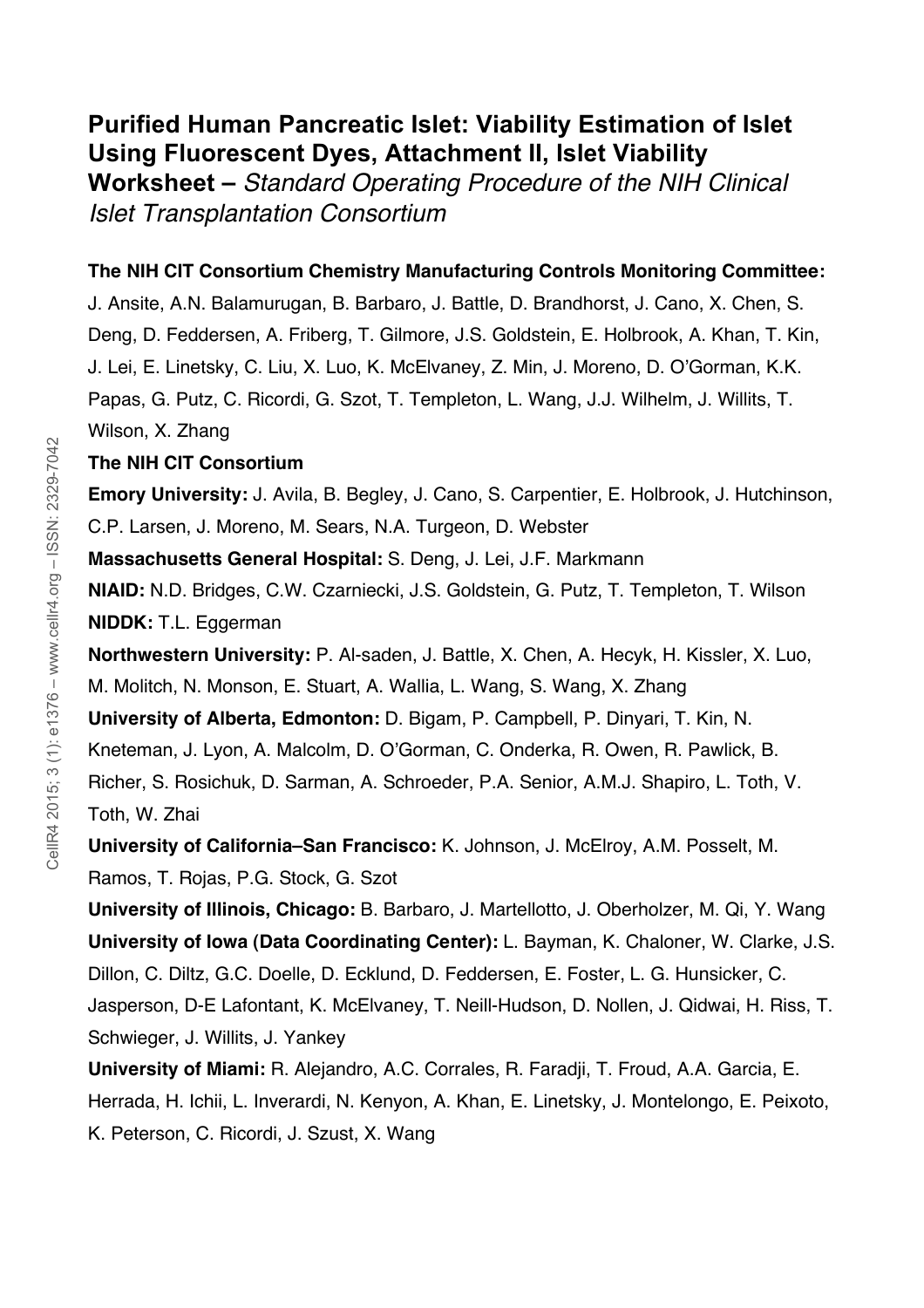# Purified Human Pancreatic Islet: Viability Estimation of Islet Using Fluorescent Dyes, Attachment II, Islet Viability Worksheet – *Standard Operating Procedure of the NIH Clinical Islet Transplantation Consortium*

**The NIH CIT Consortium Chemistry Manufacturing Controls Monitoring Committee:**

J. Ansite, A.N. Balamurugan, B. Barbaro, J. Battle, D. Brandhorst, J. Cano, X. Chen, S. Deng, D. Feddersen, A. Friberg, T. Gilmore, J.S. Goldstein, E. Holbrook, A. Khan, T. Kin, J. Lei, E. Linetsky, C. Liu, X. Luo, K. McElvaney, Z. Min, J. Moreno, D. O'Gorman, K.K. Papas, G. Putz, C. Ricordi, G. Szot, T. Templeton, L. Wang, J.J. Wilhelm, J. Willits, T. Wilson, X. Zhang

**The NIH CIT Consortium**

**Emory University:** J. Avila, B. Begley, J. Cano, S. Carpentier, E. Holbrook, J. Hutchinson, C.P. Larsen, J. Moreno, M. Sears, N.A. Turgeon, D. Webster

**Massachusetts General Hospital:** S. Deng, J. Lei, J.F. Markmann

**NIAID:** N.D. Bridges, C.W. Czarniecki, J.S. Goldstein, G. Putz, T. Templeton, T. Wilson

**NIDDK:** T.L. Eggerman

**Northwestern University:** P. Al-saden, J. Battle, X. Chen, A. Hecyk, H. Kissler, X. Luo, M. Molitch, N. Monson, E. Stuart, A. Wallia, L. Wang, S. Wang, X. Zhang

**University of Alberta, Edmonton:** D. Bigam, P. Campbell, P. Dinyari, T. Kin, N. Kneteman, J. Lyon, A. Malcolm, D. O'Gorman, C. Onderka, R. Owen, R. Pawlick, B. Richer, S. Rosichuk, D. Sarman, A. Schroeder, P.A. Senior, A.M.J. Shapiro, L. Toth, V. Toth, W. Zhai

**University of California–San Francisco:** K. Johnson, J. McElroy, A.M. Posselt, M. Ramos, T. Rojas, P.G. Stock, G. Szot

**University of Illinois, Chicago:** B. Barbaro, J. Martellotto, J. Oberholzer, M. Qi, Y. Wang

**University of Iowa (Data Coordinating Center):** L. Bayman, K. Chaloner, W. Clarke, J.S. Dillon, C. Diltz, G.C. Doelle, D. Ecklund, D. Feddersen, E. Foster, L. G. Hunsicker, C. Jasperson, D-E Lafontant, K. McElvaney, T. Neill-Hudson, D. Nollen, J. Qidwai, H. Riss, T. Schwieger, J. Willits, J. Yankey

**University of Miami:** R. Alejandro, A.C. Corrales, R. Faradji, T. Froud, A.A. Garcia, E. Herrada, H. Ichii, L. Inverardi, N. Kenyon, A. Khan, E. Linetsky, J. Montelongo, E. Peixoto, K. Peterson, C. Ricordi, J. Szust, X. Wang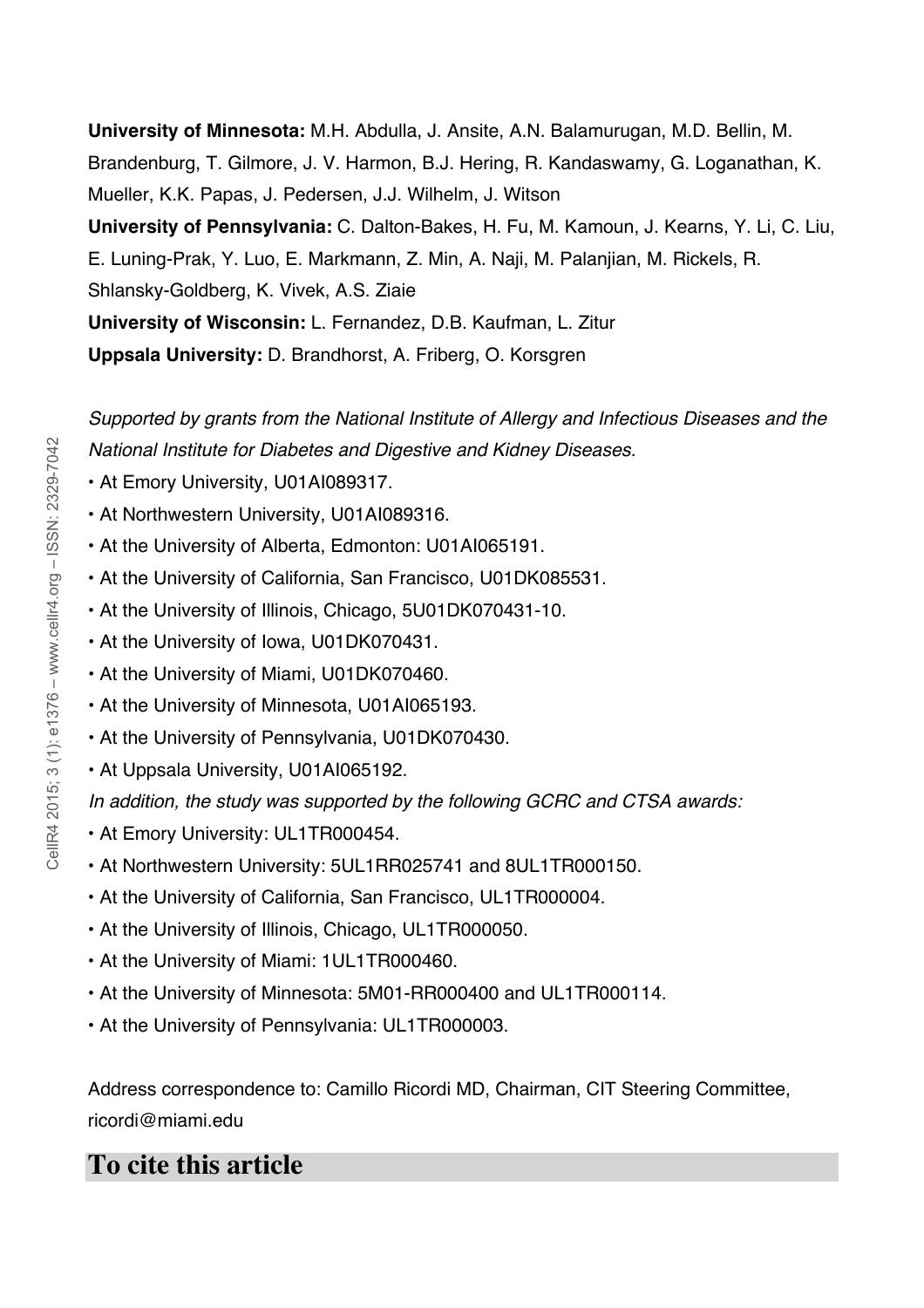**University of Minnesota:** M.H. Abdulla, J. Ansite, A.N. Balamurugan, M.D. Bellin, M. Brandenburg, T. Gilmore, J. V. Harmon, B.J. Hering, R. Kandaswamy, G. Loganathan, K. Mueller, K.K. Papas, J. Pedersen, J.J. Wilhelm, J. Witson

**University of Pennsylvania:** C. Dalton-Bakes, H. Fu, M. Kamoun, J. Kearns, Y. Li, C. Liu, E. Luning-Prak, Y. Luo, E. Markmann, Z. Min, A. Naji, M. Palanjian, M. Rickels, R. Shlansky-Goldberg, K. Vivek, A.S. Ziaie

**University of Wisconsin:** L. Fernandez, D.B. Kaufman, L. Zitur

**Uppsala University:** D. Brandhorst, A. Friberg, O. Korsgren

*Supported by grants from the National Institute of Allergy and Infectious Diseases and the National Institute for Diabetes and Digestive and Kidney Diseases.*

- At Emory University, U01AI089317.
- At Northwestern University, U01AI089316.
- At the University of Alberta, Edmonton: U01AI065191.
- At the University of California, San Francisco, U01DK085531.
- At the University of Illinois, Chicago, 5U01DK070431-10.
- At the University of Iowa, U01DK070431.
- At the University of Miami, U01DK070460.
- At the University of Minnesota, U01AI065193.
- At the University of Pennsylvania, U01DK070430.
- At Uppsala University, U01AI065192.

*In addition, the study was supported by the following GCRC and CTSA awards:*

- At Emory University: UL1TR000454.
- At Northwestern University: 5UL1RR025741 and 8UL1TR000150.
- At the University of California, San Francisco, UL1TR000004.
- At the University of Illinois, Chicago, UL1TR000050.
- At the University of Miami: 1UL1TR000460.
- At the University of Minnesota: 5M01-RR000400 and UL1TR000114.
- At the University of Pennsylvania: UL1TR000003.

Address correspondence to: Camillo Ricordi MD, Chairman, CIT Steering Committee, ricordi@miami.edu

## To cite this article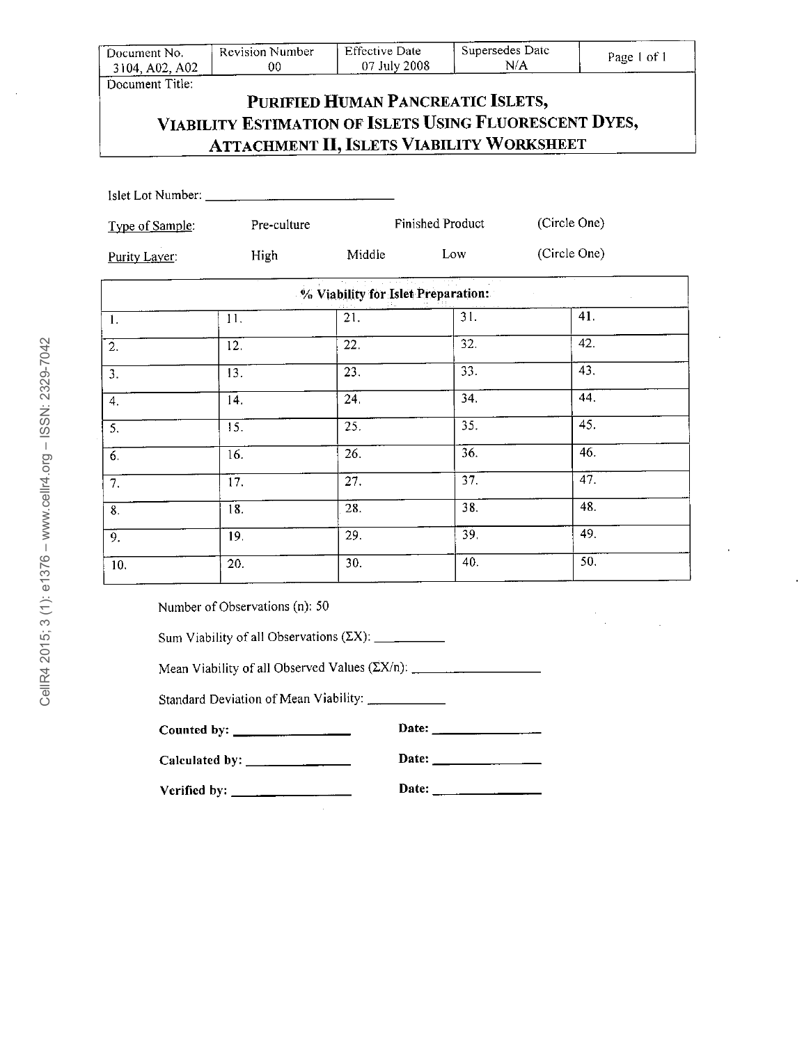| Document No. 3104, A02, A02 | Revision Number 00 | Effective Date 07 July 2008 | Supersedes Date N/A | Page 1 of 1 |
|---|---|---|---|---|

Document Title:

**PURIFIED HUMAN PANCREATIC ISLETS, VIABILITY ESTIMATION OF ISLETS USING FLUORESCENT DYES, ATTACHMENT II, ISLETS VIABILITY WORKSHEET**

Islet Lot Number: ____________________

Type of Sample: Pre-culture Finished Product (Circle One)

Purity Layer: High Middle Low (Circle One)

| % Viability for Islet Preparation: | | | | |
|---|---|---|---|---|
| 1. | 11. | 21. | 31. | 41. |
| 2. | 12. | 22. | 32. | 42. |
| 3. | 13. | 23. | 33. | 43. |
| 4. | 14. | 24. | 34. | 44. |
| 5. | 15. | 25. | 35. | 45. |
| 6. | 16. | 26. | 36. | 46. |
| 7. | 17. | 27. | 37. | 47. |
| 8. | 18. | 28. | 38. | 48. |
| 9. | 19. | 29. | 39. | 49. |
| 10. | 20. | 30. | 40. | 50. |

Number of Observations (n): 50

Sum Viability of all Observations (ΣX): __________

Mean Viability of all Observed Values (ΣX/n): __________

Standard Deviation of Mean Viability: __________

**Counted by:** ______________ **Date:** ______________

**Calculated by:** ______________ **Date:** ______________

**Verified by:** ______________ **Date:** ______________